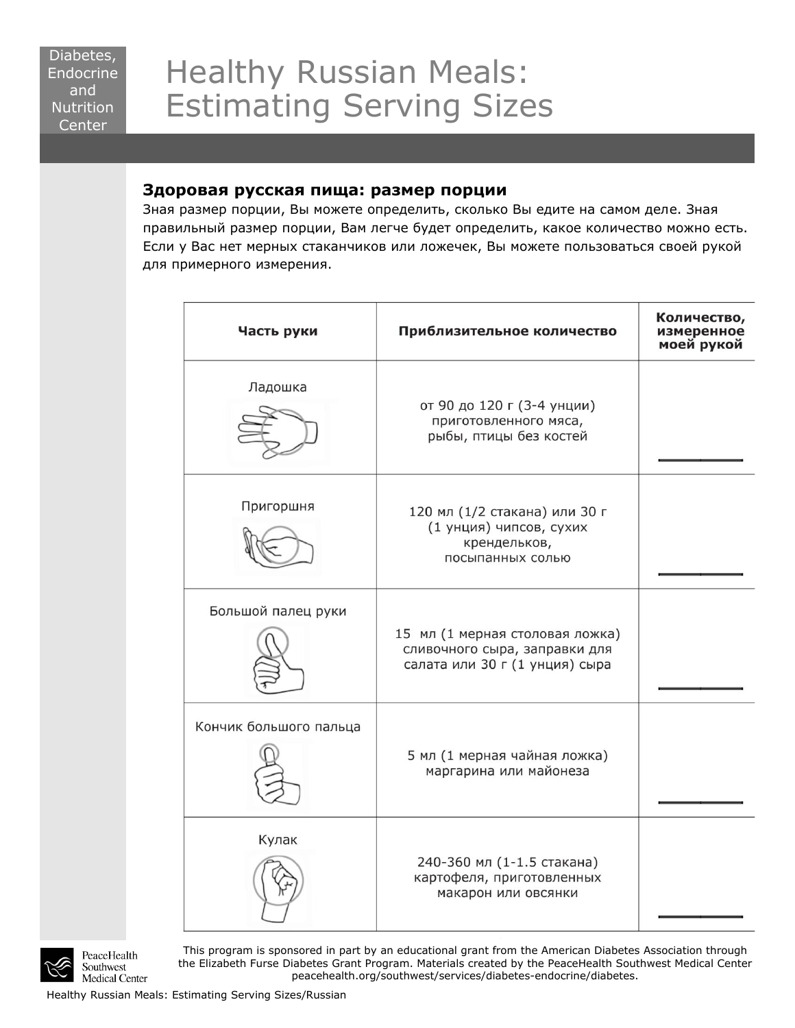# Healthy Russian Meals: Estimating Serving Sizes

Diabetes, Endocrine and Nutrition Center

## Здоровая русская пища: размер порции

Зная размер порции, Вы можете определить, сколько Вы едите на самом деле. Зная правильный размер порции, Вам легче будет определить, какое количество можно есть. Если у Вас нет мерных стаканчиков или ложечек, Вы можете пользоваться своей рукой для примерного измерения.

| Часть руки | Приблизительное количество | Количество, измеренное моей рукой |
|---|---|---|
| Ладошка | от 90 до 120 г (3-4 унции) приготовленного мяса, рыбы, птицы без костей | ______ |
| Пригоршня | 120 мл (1/2 стакана) или 30 г (1 унция) чипсов, сухих крендельков, посыпанных солью | ______ |
| Большой палец руки | 15 мл (1 мерная столовая ложка) сливочного сыра, заправки для салата или 30 г (1 унция) сыра | ______ |
| Кончик большого пальца | 5 мл (1 мерная чайная ложка) маргарина или майонеза | ______ |
| Кулак | 240-360 мл (1-1.5 стакана) картофеля, приготовленных макарон или овсянки | ______ |

PeaceHealth Southwest Medical Center

This program is sponsored in part by an educational grant from the American Diabetes Association through the Elizabeth Furse Diabetes Grant Program. Materials created by the PeaceHealth Southwest Medical Center peacehealth.org/southwest/services/diabetes-endocrine/diabetes.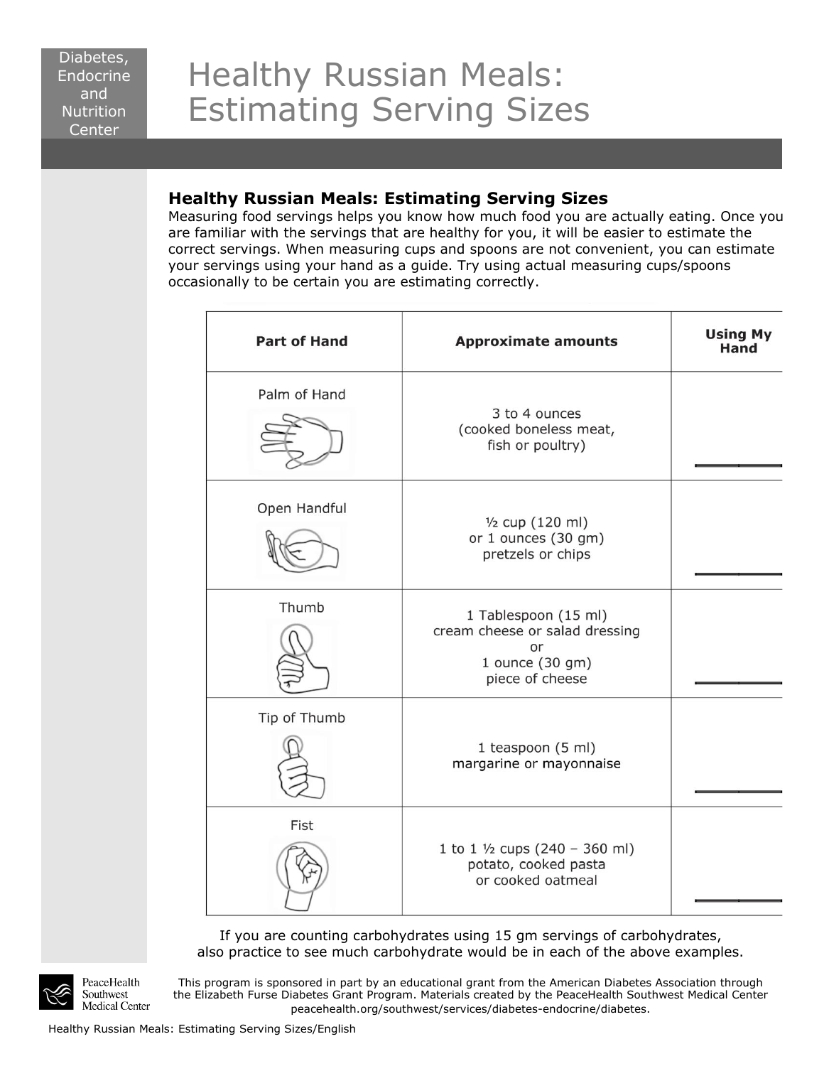Diabetes, Endocrine and Nutrition Center

# Healthy Russian Meals: Estimating Serving Sizes

## Healthy Russian Meals: Estimating Serving Sizes

Measuring food servings helps you know how much food you are actually eating. Once you are familiar with the servings that are healthy for you, it will be easier to estimate the correct servings. When measuring cups and spoons are not convenient, you can estimate your servings using your hand as a guide. Try using actual measuring cups/spoons occasionally to be certain you are estimating correctly.

| Part of Hand | Approximate amounts | Using My Hand |
|---|---|---|
| Palm of Hand | 3 to 4 ounces (cooked boneless meat, fish or poultry) | ________ |
| Open Handful | ½ cup (120 ml) or 1 ounces (30 gm) pretzels or chips | ________ |
| Thumb | 1 Tablespoon (15 ml) cream cheese or salad dressing or 1 ounce (30 gm) piece of cheese | ________ |
| Tip of Thumb | 1 teaspoon (5 ml) margarine or mayonnaise | ________ |
| Fist | 1 to 1 ½ cups (240 – 360 ml) potato, cooked pasta or cooked oatmeal | ________ |

If you are counting carbohydrates using 15 gm servings of carbohydrates, also practice to see much carbohydrate would be in each of the above examples.

PeaceHealth Southwest Medical Center

This program is sponsored in part by an educational grant from the American Diabetes Association through the Elizabeth Furse Diabetes Grant Program. Materials created by the PeaceHealth Southwest Medical Center peacehealth.org/southwest/services/diabetes-endocrine/diabetes.

Healthy Russian Meals: Estimating Serving Sizes/English